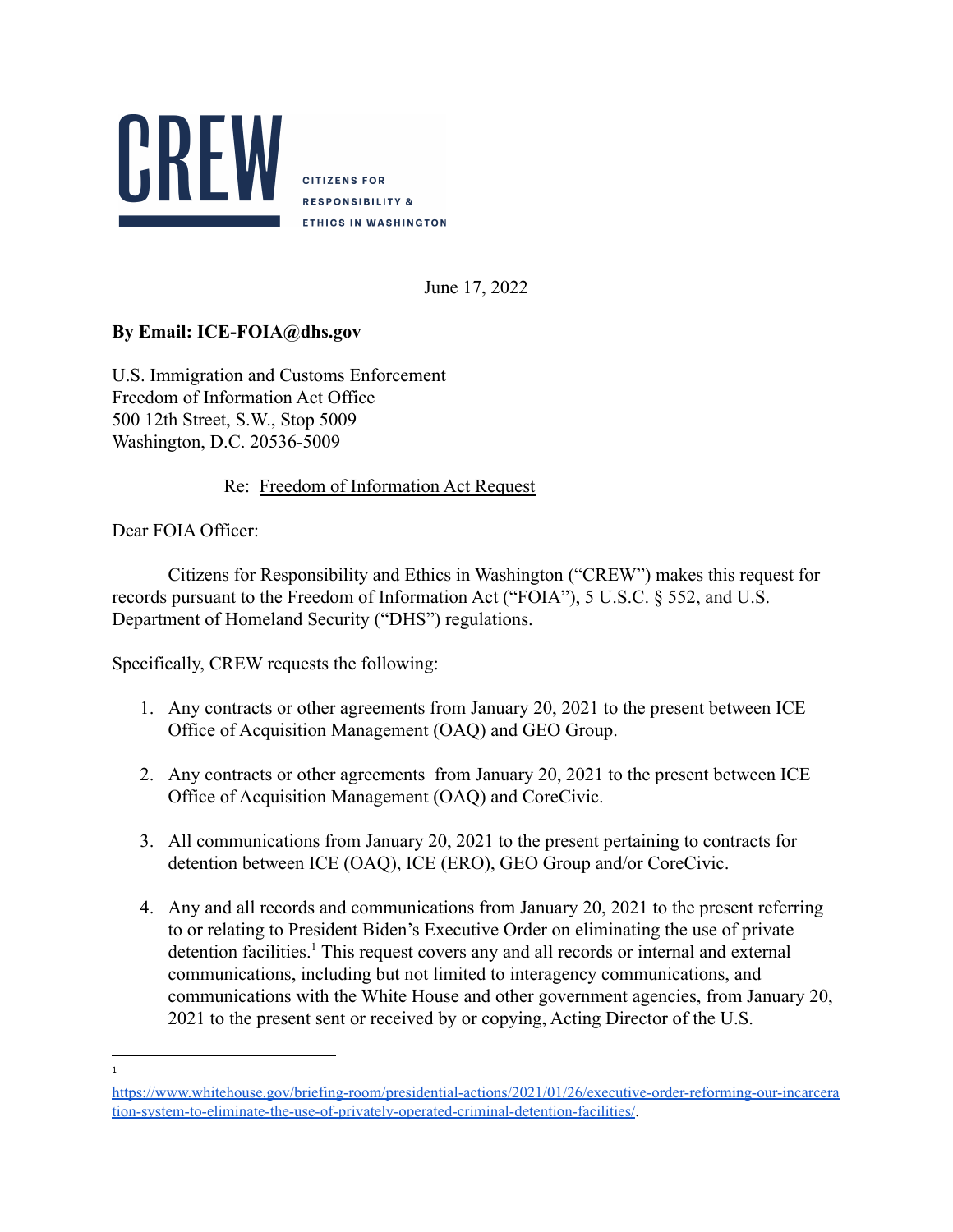**CREW**

CITIZENS FOR RESPONSIBILITY & ETHICS IN WASHINGTON

June 17, 2022

**By Email: ICE-FOIA@dhs.gov**

U.S. Immigration and Customs Enforcement
Freedom of Information Act Office
500 12th Street, S.W., Stop 5009
Washington, D.C. 20536-5009

Re: Freedom of Information Act Request

Dear FOIA Officer:

Citizens for Responsibility and Ethics in Washington ("CREW") makes this request for records pursuant to the Freedom of Information Act ("FOIA"), 5 U.S.C. § 552, and U.S. Department of Homeland Security ("DHS") regulations.

Specifically, CREW requests the following:

1. Any contracts or other agreements from January 20, 2021 to the present between ICE Office of Acquisition Management (OAQ) and GEO Group.

2. Any contracts or other agreements from January 20, 2021 to the present between ICE Office of Acquisition Management (OAQ) and CoreCivic.

3. All communications from January 20, 2021 to the present pertaining to contracts for detention between ICE (OAQ), ICE (ERO), GEO Group and/or CoreCivic.

4. Any and all records and communications from January 20, 2021 to the present referring to or relating to President Biden's Executive Order on eliminating the use of private detention facilities.[1] This request covers any and all records or internal and external communications, including but not limited to interagency communications, and communications with the White House and other government agencies, from January 20, 2021 to the present sent or received by or copying, Acting Director of the U.S.

---

[1] https://www.whitehouse.gov/briefing-room/presidential-actions/2021/01/26/executive-order-reforming-our-incarceration-system-to-eliminate-the-use-of-privately-operated-criminal-detention-facilities/.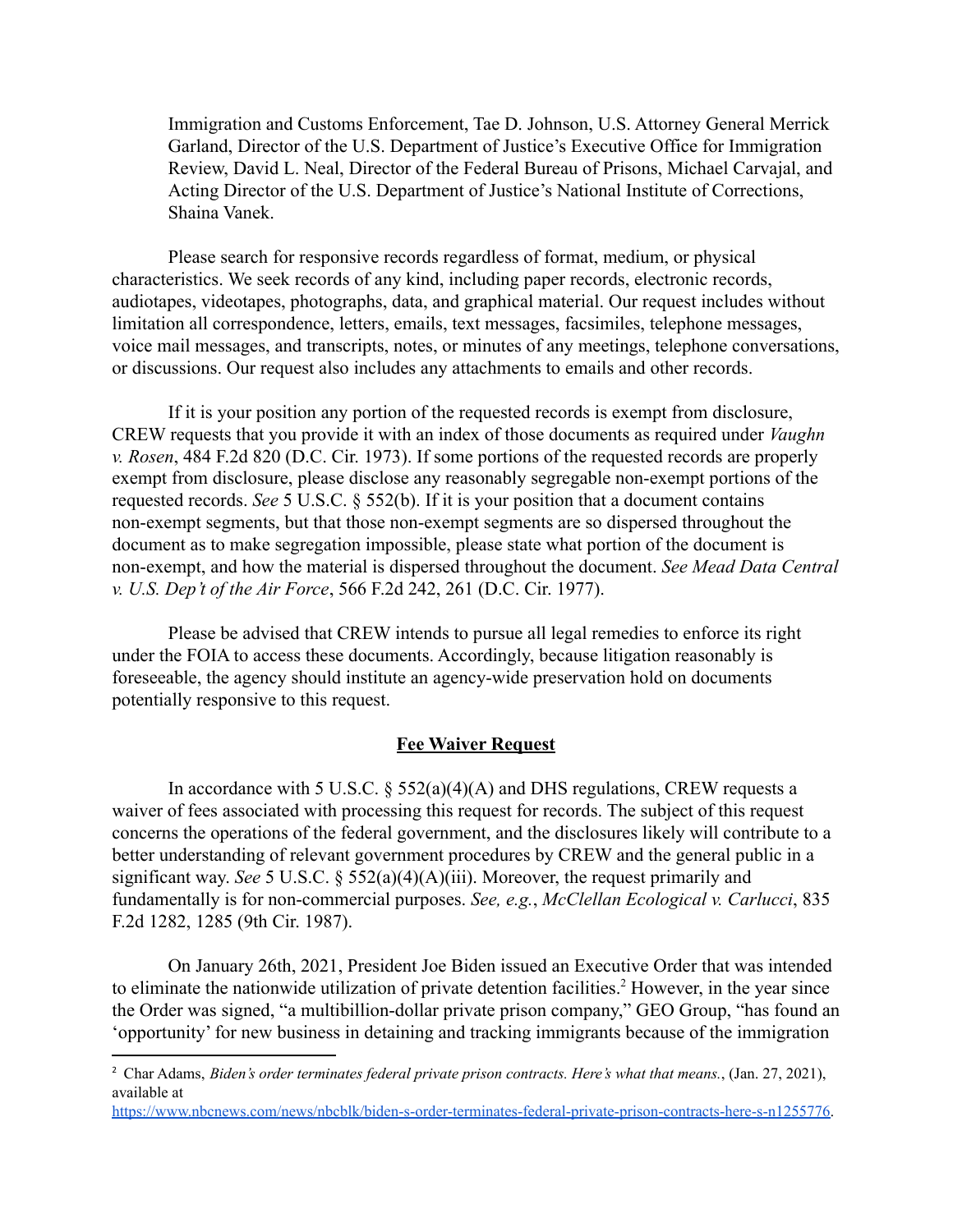Immigration and Customs Enforcement, Tae D. Johnson, U.S. Attorney General Merrick Garland, Director of the U.S. Department of Justice's Executive Office for Immigration Review, David L. Neal, Director of the Federal Bureau of Prisons, Michael Carvajal, and Acting Director of the U.S. Department of Justice's National Institute of Corrections, Shaina Vanek.

Please search for responsive records regardless of format, medium, or physical characteristics. We seek records of any kind, including paper records, electronic records, audiotapes, videotapes, photographs, data, and graphical material. Our request includes without limitation all correspondence, letters, emails, text messages, facsimiles, telephone messages, voice mail messages, and transcripts, notes, or minutes of any meetings, telephone conversations, or discussions. Our request also includes any attachments to emails and other records.

If it is your position any portion of the requested records is exempt from disclosure, CREW requests that you provide it with an index of those documents as required under *Vaughn v. Rosen*, 484 F.2d 820 (D.C. Cir. 1973). If some portions of the requested records are properly exempt from disclosure, please disclose any reasonably segregable non-exempt portions of the requested records. *See* 5 U.S.C. § 552(b). If it is your position that a document contains non-exempt segments, but that those non-exempt segments are so dispersed throughout the document as to make segregation impossible, please state what portion of the document is non-exempt, and how the material is dispersed throughout the document. *See Mead Data Central v. U.S. Dep't of the Air Force*, 566 F.2d 242, 261 (D.C. Cir. 1977).

Please be advised that CREW intends to pursue all legal remedies to enforce its right under the FOIA to access these documents. Accordingly, because litigation reasonably is foreseeable, the agency should institute an agency-wide preservation hold on documents potentially responsive to this request.

## Fee Waiver Request

In accordance with 5 U.S.C. § 552(a)(4)(A) and DHS regulations, CREW requests a waiver of fees associated with processing this request for records. The subject of this request concerns the operations of the federal government, and the disclosures likely will contribute to a better understanding of relevant government procedures by CREW and the general public in a significant way. *See* 5 U.S.C. § 552(a)(4)(A)(iii). Moreover, the request primarily and fundamentally is for non-commercial purposes. *See, e.g.*, *McClellan Ecological v. Carlucci*, 835 F.2d 1282, 1285 (9th Cir. 1987).

On January 26th, 2021, President Joe Biden issued an Executive Order that was intended to eliminate the nationwide utilization of private detention facilities.[2] However, in the year since the Order was signed, "a multibillion-dollar private prison company," GEO Group, "has found an 'opportunity' for new business in detaining and tracking immigrants because of the immigration

---

[2] Char Adams, *Biden's order terminates federal private prison contracts. Here's what that means.*, (Jan. 27, 2021), available at https://www.nbcnews.com/news/nbcblk/biden-s-order-terminates-federal-private-prison-contracts-here-s-n1255776.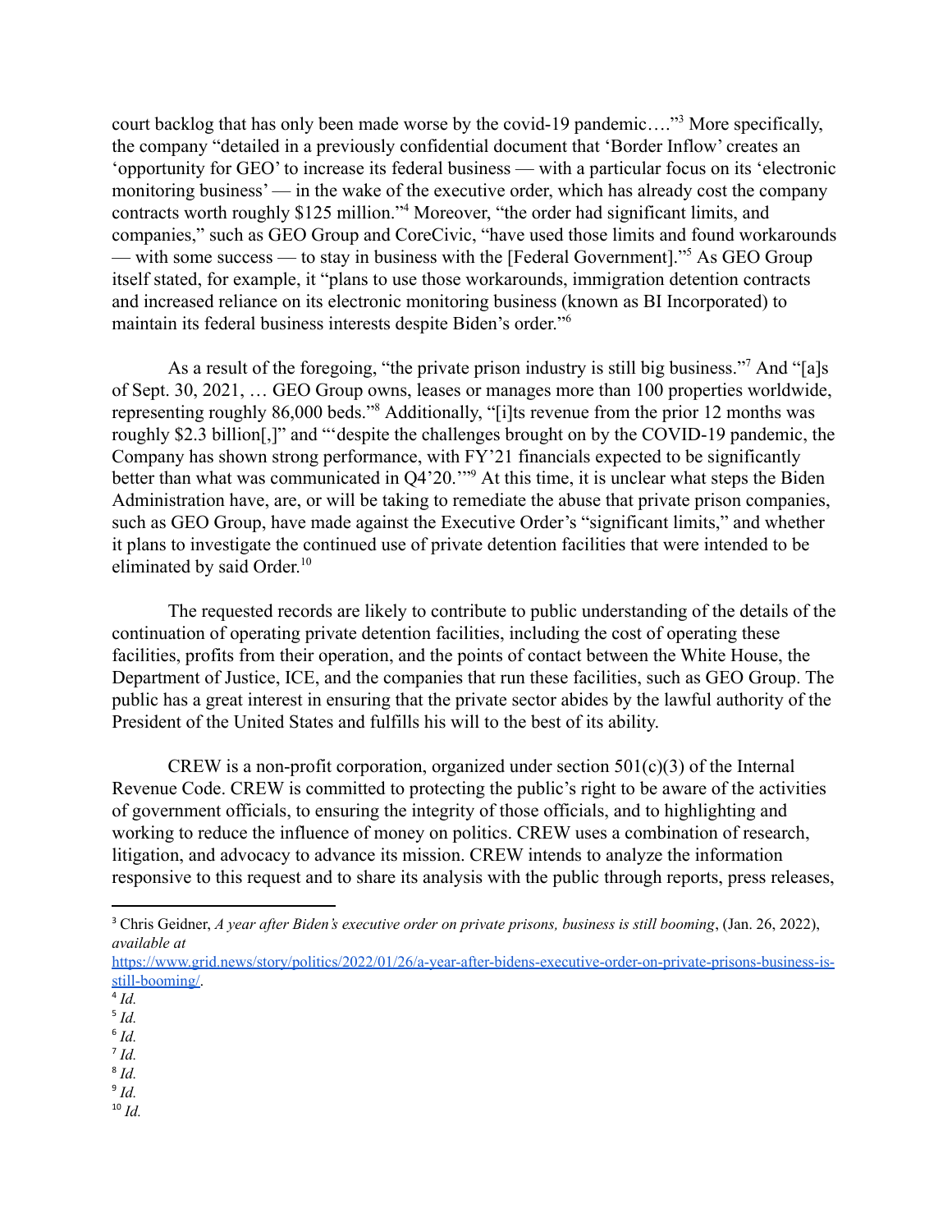court backlog that has only been made worse by the covid-19 pandemic…."[3] More specifically, the company "detailed in a previously confidential document that 'Border Inflow' creates an 'opportunity for GEO' to increase its federal business — with a particular focus on its 'electronic monitoring business' — in the wake of the executive order, which has already cost the company contracts worth roughly $125 million."[4] Moreover, "the order had significant limits, and companies," such as GEO Group and CoreCivic, "have used those limits and found workarounds — with some success — to stay in business with the [Federal Government]."[5] As GEO Group itself stated, for example, it "plans to use those workarounds, immigration detention contracts and increased reliance on its electronic monitoring business (known as BI Incorporated) to maintain its federal business interests despite Biden's order."[6]

As a result of the foregoing, "the private prison industry is still big business."[7] And "[a]s of Sept. 30, 2021, … GEO Group owns, leases or manages more than 100 properties worldwide, representing roughly 86,000 beds."[8] Additionally, "[i]ts revenue from the prior 12 months was roughly $2.3 billion[,]" and "'despite the challenges brought on by the COVID-19 pandemic, the Company has shown strong performance, with FY'21 financials expected to be significantly better than what was communicated in Q4'20.'"[9] At this time, it is unclear what steps the Biden Administration have, are, or will be taking to remediate the abuse that private prison companies, such as GEO Group, have made against the Executive Order's "significant limits," and whether it plans to investigate the continued use of private detention facilities that were intended to be eliminated by said Order.[10]

The requested records are likely to contribute to public understanding of the details of the continuation of operating private detention facilities, including the cost of operating these facilities, profits from their operation, and the points of contact between the White House, the Department of Justice, ICE, and the companies that run these facilities, such as GEO Group. The public has a great interest in ensuring that the private sector abides by the lawful authority of the President of the United States and fulfills his will to the best of its ability.

CREW is a non-profit corporation, organized under section 501(c)(3) of the Internal Revenue Code. CREW is committed to protecting the public's right to be aware of the activities of government officials, to ensuring the integrity of those officials, and to highlighting and working to reduce the influence of money on politics. CREW uses a combination of research, litigation, and advocacy to advance its mission. CREW intends to analyze the information responsive to this request and to share its analysis with the public through reports, press releases,

---

[3] Chris Geidner, *A year after Biden's executive order on private prisons, business is still booming*, (Jan. 26, 2022), *available at* https://www.grid.news/story/politics/2022/01/26/a-year-after-bidens-executive-order-on-private-prisons-business-is-still-booming/.

[4] *Id.*

[5] *Id.*

[6] *Id.*

[7] *Id.*

[8] *Id.*

[9] *Id.*

[10] *Id.*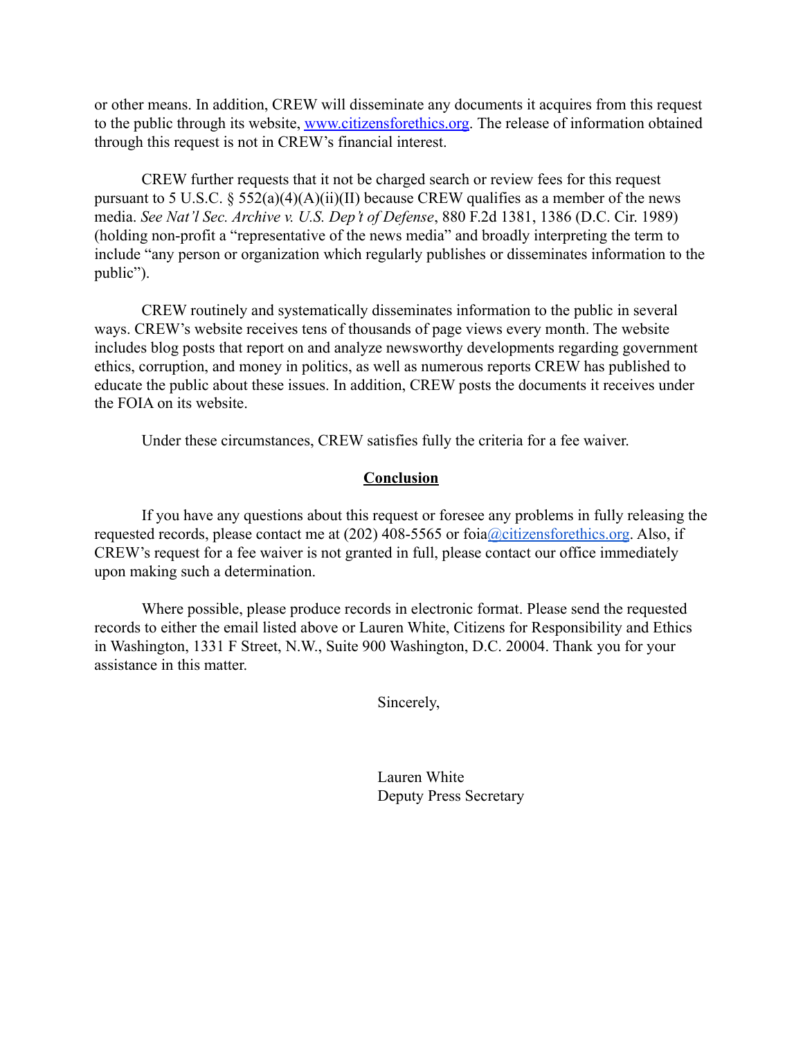or other means. In addition, CREW will disseminate any documents it acquires from this request to the public through its website, [www.citizensforethics.org](http://www.citizensforethics.org). The release of information obtained through this request is not in CREW's financial interest.

CREW further requests that it not be charged search or review fees for this request pursuant to 5 U.S.C. § 552(a)(4)(A)(ii)(II) because CREW qualifies as a member of the news media. *See Nat'l Sec. Archive v. U.S. Dep't of Defense*, 880 F.2d 1381, 1386 (D.C. Cir. 1989) (holding non-profit a "representative of the news media" and broadly interpreting the term to include "any person or organization which regularly publishes or disseminates information to the public").

CREW routinely and systematically disseminates information to the public in several ways. CREW's website receives tens of thousands of page views every month. The website includes blog posts that report on and analyze newsworthy developments regarding government ethics, corruption, and money in politics, as well as numerous reports CREW has published to educate the public about these issues. In addition, CREW posts the documents it receives under the FOIA on its website.

Under these circumstances, CREW satisfies fully the criteria for a fee waiver.

## Conclusion

If you have any questions about this request or foresee any problems in fully releasing the requested records, please contact me at (202) 408-5565 or foia@citizensforethics.org. Also, if CREW's request for a fee waiver is not granted in full, please contact our office immediately upon making such a determination.

Where possible, please produce records in electronic format. Please send the requested records to either the email listed above or Lauren White, Citizens for Responsibility and Ethics in Washington, 1331 F Street, N.W., Suite 900 Washington, D.C. 20004. Thank you for your assistance in this matter.

Sincerely,

Lauren White
Deputy Press Secretary